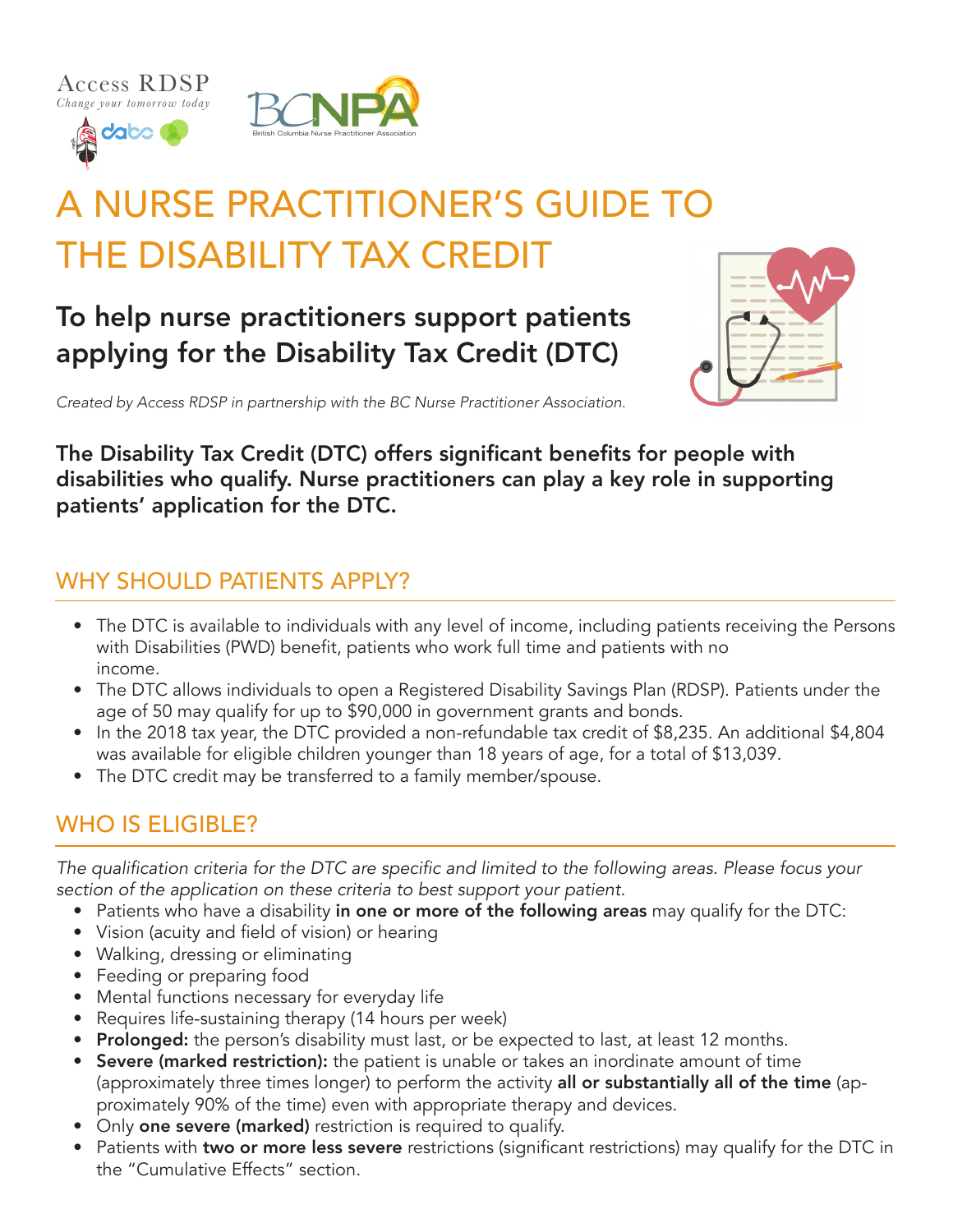Access RDSP
*Change your tomorrow today*

# A NURSE PRACTITIONER'S GUIDE TO THE DISABILITY TAX CREDIT

## To help nurse practitioners support patients applying for the Disability Tax Credit (DTC)

*Created by Access RDSP in partnership with the BC Nurse Practitioner Association.*

**The Disability Tax Credit (DTC) offers significant benefits for people with disabilities who qualify. Nurse practitioners can play a key role in supporting patients' application for the DTC.**

## WHY SHOULD PATIENTS APPLY?

- The DTC is available to individuals with any level of income, including patients receiving the Persons with Disabilities (PWD) benefit, patients who work full time and patients with no income.
- The DTC allows individuals to open a Registered Disability Savings Plan (RDSP). Patients under the age of 50 may qualify for up to $90,000 in government grants and bonds.
- In the 2018 tax year, the DTC provided a non-refundable tax credit of $8,235. An additional $4,804 was available for eligible children younger than 18 years of age, for a total of $13,039.
- The DTC credit may be transferred to a family member/spouse.

## WHO IS ELIGIBLE?

*The qualification criteria for the DTC are specific and limited to the following areas. Please focus your section of the application on these criteria to best support your patient.*

- Patients who have a disability **in one or more of the following areas** may qualify for the DTC:
- Vision (acuity and field of vision) or hearing
- Walking, dressing or eliminating
- Feeding or preparing food
- Mental functions necessary for everyday life
- Requires life-sustaining therapy (14 hours per week)
- **Prolonged:** the person's disability must last, or be expected to last, at least 12 months.
- **Severe (marked restriction):** the patient is unable or takes an inordinate amount of time (approximately three times longer) to perform the activity **all or substantially all of the time** (approximately 90% of the time) even with appropriate therapy and devices.
- Only **one severe (marked)** restriction is required to qualify.
- Patients with **two or more less severe** restrictions (significant restrictions) may qualify for the DTC in the "Cumulative Effects" section.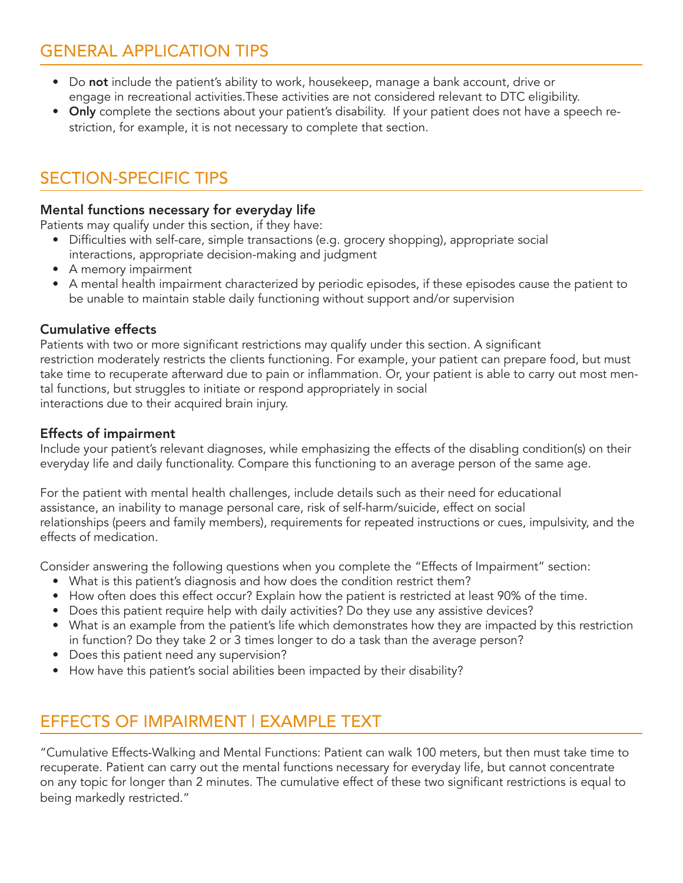## GENERAL APPLICATION TIPS

- Do **not** include the patient's ability to work, housekeep, manage a bank account, drive or engage in recreational activities.These activities are not considered relevant to DTC eligibility.
- **Only** complete the sections about your patient's disability. If your patient does not have a speech restriction, for example, it is not necessary to complete that section.

## SECTION-SPECIFIC TIPS

### Mental functions necessary for everyday life

Patients may qualify under this section, if they have:

- Difficulties with self-care, simple transactions (e.g. grocery shopping), appropriate social interactions, appropriate decision-making and judgment
- A memory impairment
- A mental health impairment characterized by periodic episodes, if these episodes cause the patient to be unable to maintain stable daily functioning without support and/or supervision

### Cumulative effects

Patients with two or more significant restrictions may qualify under this section. A significant restriction moderately restricts the clients functioning. For example, your patient can prepare food, but must take time to recuperate afterward due to pain or inflammation. Or, your patient is able to carry out most mental functions, but struggles to initiate or respond appropriately in social interactions due to their acquired brain injury.

### Effects of impairment

Include your patient's relevant diagnoses, while emphasizing the effects of the disabling condition(s) on their everyday life and daily functionality. Compare this functioning to an average person of the same age.

For the patient with mental health challenges, include details such as their need for educational assistance, an inability to manage personal care, risk of self-harm/suicide, effect on social relationships (peers and family members), requirements for repeated instructions or cues, impulsivity, and the effects of medication.

Consider answering the following questions when you complete the "Effects of Impairment" section:

- What is this patient's diagnosis and how does the condition restrict them?
- How often does this effect occur? Explain how the patient is restricted at least 90% of the time.
- Does this patient require help with daily activities? Do they use any assistive devices?
- What is an example from the patient's life which demonstrates how they are impacted by this restriction in function? Do they take 2 or 3 times longer to do a task than the average person?
- Does this patient need any supervision?
- How have this patient's social abilities been impacted by their disability?

## EFFECTS OF IMPAIRMENT | EXAMPLE TEXT

"Cumulative Effects-Walking and Mental Functions: Patient can walk 100 meters, but then must take time to recuperate. Patient can carry out the mental functions necessary for everyday life, but cannot concentrate on any topic for longer than 2 minutes. The cumulative effect of these two significant restrictions is equal to being markedly restricted."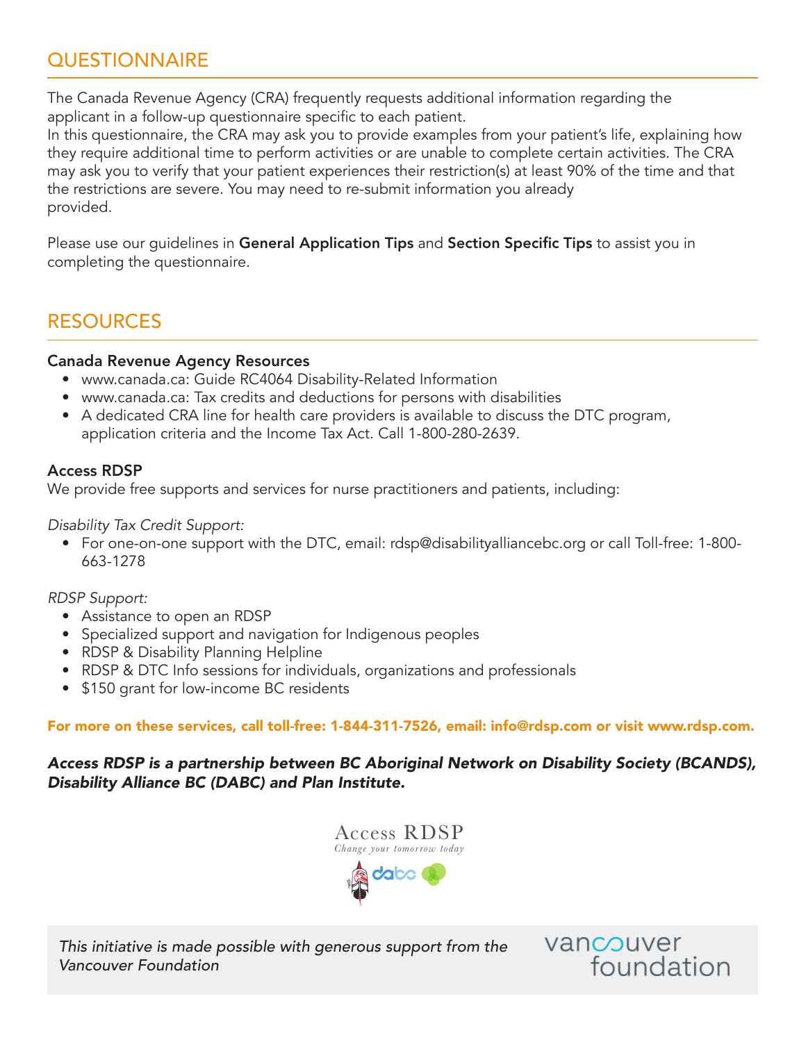## QUESTIONNAIRE

The Canada Revenue Agency (CRA) frequently requests additional information regarding the applicant in a follow-up questionnaire specific to each patient.
In this questionnaire, the CRA may ask you to provide examples from your patient's life, explaining how they require additional time to perform activities or are unable to complete certain activities. The CRA may ask you to verify that your patient experiences their restriction(s) at least 90% of the time and that the restrictions are severe. You may need to re-submit information you already provided.

Please use our guidelines in **General Application Tips** and **Section Specific Tips** to assist you in completing the questionnaire.

## RESOURCES

**Canada Revenue Agency Resources**

- www.canada.ca: Guide RC4064 Disability-Related Information
- www.canada.ca: Tax credits and deductions for persons with disabilities
- A dedicated CRA line for health care providers is available to discuss the DTC program, application criteria and the Income Tax Act. Call 1-800-280-2639.

**Access RDSP**

We provide free supports and services for nurse practitioners and patients, including:

*Disability Tax Credit Support:*

- For one-on-one support with the DTC, email: rdsp@disabilityalliancebc.org or call Toll-free: 1-800-663-1278

*RDSP Support:*

- Assistance to open an RDSP
- Specialized support and navigation for Indigenous peoples
- RDSP & Disability Planning Helpline
- RDSP & DTC Info sessions for individuals, organizations and professionals
- $150 grant for low-income BC residents

**For more on these services, call toll-free: 1-844-311-7526, email: info@rdsp.com or visit www.rdsp.com.**

***Access RDSP is a partnership between BC Aboriginal Network on Disability Society (BCANDS), Disability Alliance BC (DABC) and Plan Institute.***

Access RDSP
*Change your tomorrow today*

*This initiative is made possible with generous support from the Vancouver Foundation*

vancouver foundation